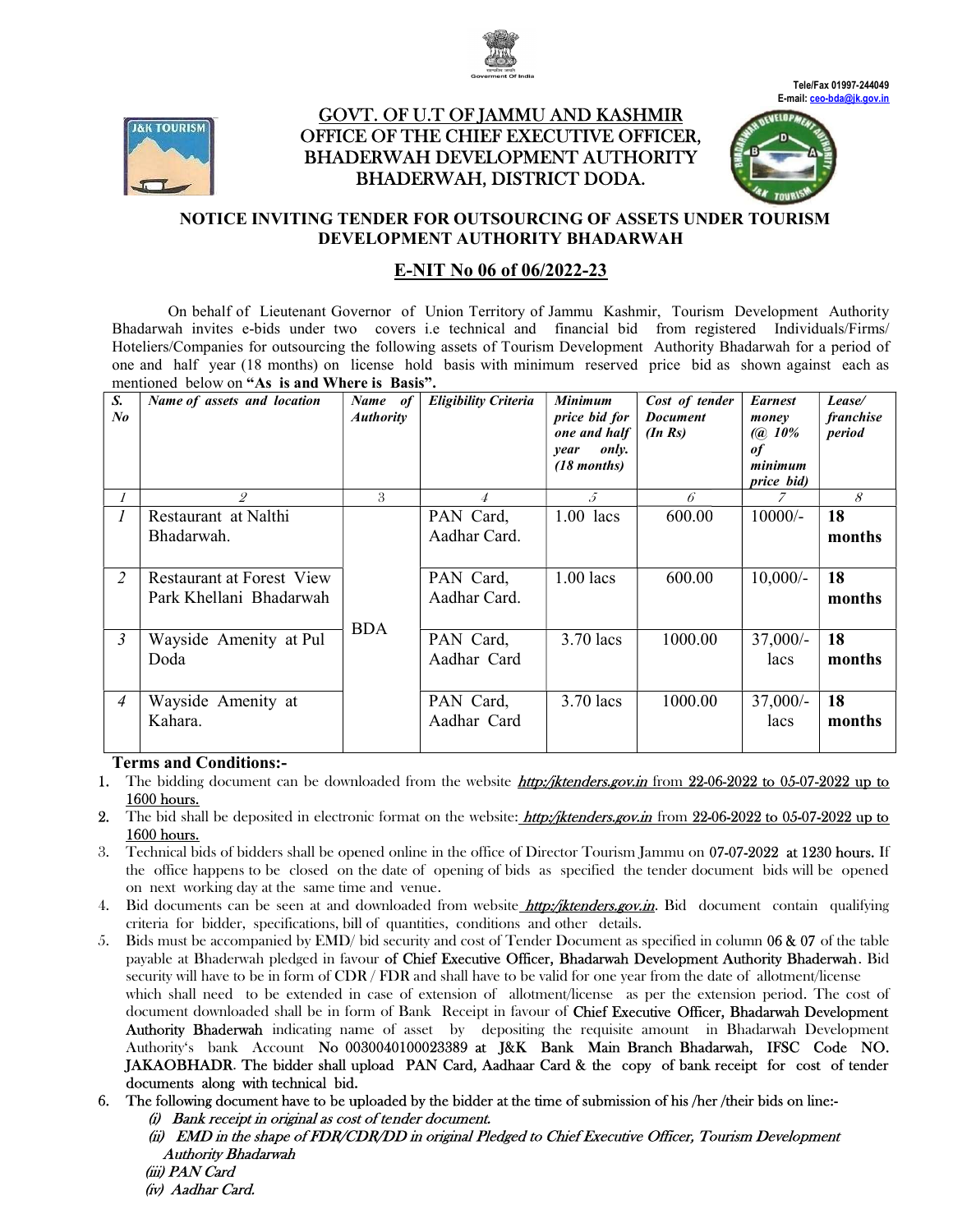Tele/Fax 01997-244049
E-mail: ceo-bda@jk.gov.in

# GOVT. OF U.T OF JAMMU AND KASHMIR
## OFFICE OF THE CHIEF EXECUTIVE OFFICER, BHADERWAH DEVELOPMENT AUTHORITY BHADERWAH, DISTRICT DODA.

### NOTICE INVITING TENDER FOR OUTSOURCING OF ASSETS UNDER TOURISM DEVELOPMENT AUTHORITY BHADARWAH

### E-NIT No 06 of 06/2022-23

On behalf of Lieutenant Governor of Union Territory of Jammu Kashmir, Tourism Development Authority Bhadarwah invites e-bids under two covers i.e technical and financial bid from registered Individuals/Firms/ Hoteliers/Companies for outsourcing the following assets of Tourism Development Authority Bhadarwah for a period of one and half year (18 months) on license hold basis with minimum reserved price bid as shown against each as mentioned below on **"As is and Where is Basis".**

| *S. No* | *Name of assets and location* | *Name of Authority* | *Eligibility Criteria* | *Minimum price bid for one and half year only. (18 months)* | *Cost of tender Document (In Rs)* | *Earnest money (@ 10% of minimum price bid)* | *Lease/ franchise period* |
|---|---|---|---|---|---|---|---|
| *1* | *2* | *3* | *4* | *5* | *6* | *7* | *8* |
| *1* | Restaurant at Nalthi Bhadarwah. | BDA | PAN Card, Aadhar Card. | 1.00 lacs | 600.00 | 10000/- | **18 months** |
| *2* | Restaurant at Forest View Park Khellani Bhadarwah | | PAN Card, Aadhar Card. | 1.00 lacs | 600.00 | 10,000/- | **18 months** |
| *3* | Wayside Amenity at Pul Doda | | PAN Card, Aadhar Card | 3.70 lacs | 1000.00 | 37,000/- lacs | **18 months** |
| *4* | Wayside Amenity at Kahara. | | PAN Card, Aadhar Card | 3.70 lacs | 1000.00 | 37,000/- lacs | **18 months** |

**Terms and Conditions:-**

1. The bidding document can be downloaded from the website *http:/jktenders.gov.in* from 22-06-2022 to 05-07-2022 up to 1600 hours.
2. The bid shall be deposited in electronic format on the website: *http:/jktenders.gov.in* from 22-06-2022 to 05-07-2022 up to 1600 hours.
3. Technical bids of bidders shall be opened online in the office of Director Tourism Jammu on 07-07-2022 at 1230 hours. If the office happens to be closed on the date of opening of bids as specified the tender document bids will be opened on next working day at the same time and venue.
4. Bid documents can be seen at and downloaded from website *http:/jktenders.gov.in*. Bid document contain qualifying criteria for bidder, specifications, bill of quantities, conditions and other details.
5. Bids must be accompanied by EMD/ bid security and cost of Tender Document as specified in column 06 & 07 of the table payable at Bhaderwah pledged in favour of Chief Executive Officer, Bhadarwah Development Authority Bhaderwah. Bid security will have to be in form of CDR / FDR and shall have to be valid for one year from the date of allotment/license which shall need to be extended in case of extension of allotment/license as per the extension period. The cost of document downloaded shall be in form of Bank Receipt in favour of Chief Executive Officer, Bhadarwah Development Authority Bhaderwah indicating name of asset by depositing the requisite amount in Bhadarwah Development Authority's bank Account No 0030040100023389 at J&K Bank Main Branch Bhadarwah, IFSC Code NO. JAKAOBHADR. The bidder shall upload PAN Card, Aadhaar Card & the copy of bank receipt for cost of tender documents along with technical bid.
6. The following document have to be uploaded by the bidder at the time of submission of his /her /their bids on line:-
   *(i) Bank receipt in original as cost of tender document.*
   *(ii) EMD in the shape of FDR/CDR/DD in original Pledged to Chief Executive Officer, Tourism Development Authority Bhadarwah*
   *(iii) PAN Card*
   *(iv) Aadhar Card.*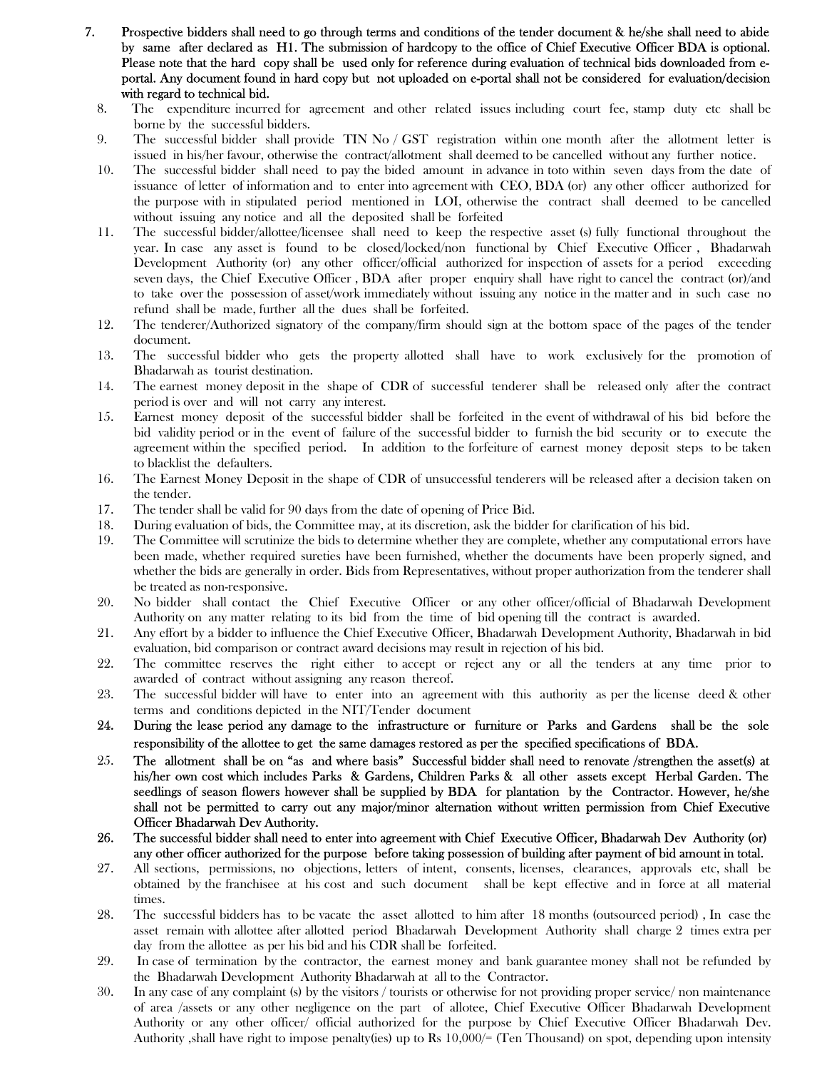7. **Prospective bidders shall need to go through terms and conditions of the tender document & he/she shall need to abide by same after declared as H1. The submission of hardcopy to the office of Chief Executive Officer BDA is optional. Please note that the hard copy shall be used only for reference during evaluation of technical bids downloaded from e-portal. Any document found in hard copy but not uploaded on e-portal shall not be considered for evaluation/decision with regard to technical bid.**
8. The expenditure incurred for agreement and other related issues including court fee, stamp duty etc shall be borne by the successful bidders.
9. The successful bidder shall provide TIN No / GST registration within one month after the allotment letter is issued in his/her favour, otherwise the contract/allotment shall deemed to be cancelled without any further notice.
10. The successful bidder shall need to pay the bided amount in advance in toto within seven days from the date of issuance of letter of information and to enter into agreement with CEO, BDA (or) any other officer authorized for the purpose with in stipulated period mentioned in LOI, otherwise the contract shall deemed to be cancelled without issuing any notice and all the deposited shall be forfeited
11. The successful bidder/allottee/licensee shall need to keep the respective asset (s) fully functional throughout the year. In case any asset is found to be closed/locked/non functional by Chief Executive Officer , Bhadarwah Development Authority (or) any other officer/official authorized for inspection of assets for a period exceeding seven days, the Chief Executive Officer , BDA after proper enquiry shall have right to cancel the contract (or)/and to take over the possession of asset/work immediately without issuing any notice in the matter and in such case no refund shall be made, further all the dues shall be forfeited.
12. The tenderer/Authorized signatory of the company/firm should sign at the bottom space of the pages of the tender document.
13. The successful bidder who gets the property allotted shall have to work exclusively for the promotion of Bhadarwah as tourist destination.
14. The earnest money deposit in the shape of CDR of successful tenderer shall be released only after the contract period is over and will not carry any interest.
15. Earnest money deposit of the successful bidder shall be forfeited in the event of withdrawal of his bid before the bid validity period or in the event of failure of the successful bidder to furnish the bid security or to execute the agreement within the specified period. In addition to the forfeiture of earnest money deposit steps to be taken to blacklist the defaulters.
16. The Earnest Money Deposit in the shape of CDR of unsuccessful tenderers will be released after a decision taken on the tender.
17. The tender shall be valid for 90 days from the date of opening of Price Bid.
18. During evaluation of bids, the Committee may, at its discretion, ask the bidder for clarification of his bid.
19. The Committee will scrutinize the bids to determine whether they are complete, whether any computational errors have been made, whether required sureties have been furnished, whether the documents have been properly signed, and whether the bids are generally in order. Bids from Representatives, without proper authorization from the tenderer shall be treated as non-responsive.
20. No bidder shall contact the Chief Executive Officer or any other officer/official of Bhadarwah Development Authority on any matter relating to its bid from the time of bid opening till the contract is awarded.
21. Any effort by a bidder to influence the Chief Executive Officer, Bhadarwah Development Authority, Bhadarwah in bid evaluation, bid comparison or contract award decisions may result in rejection of his bid.
22. The committee reserves the right either to accept or reject any or all the tenders at any time prior to awarded of contract without assigning any reason thereof.
23. The successful bidder will have to enter into an agreement with this authority as per the license deed & other terms and conditions depicted in the NIT/Tender document
24. **During the lease period any damage to the infrastructure or furniture or Parks and Gardens shall be the sole responsibility of the allottee to get the same damages restored as per the specified specifications of BDA.**
25. **The allotment shall be on "as and where basis" Successful bidder shall need to renovate /strengthen the asset(s) at his/her own cost which includes Parks & Gardens, Children Parks & all other assets except Herbal Garden. The seedlings of season flowers however shall be supplied by BDA for plantation by the Contractor. However, he/she shall not be permitted to carry out any major/minor alternation without written permission from Chief Executive Officer Bhadarwah Dev Authority.**
26. **The successful bidder shall need to enter into agreement with Chief Executive Officer, Bhadarwah Dev Authority (or) any other officer authorized for the purpose before taking possession of building after payment of bid amount in total.**
27. All sections, permissions, no objections, letters of intent, consents, licenses, clearances, approvals etc, shall be obtained by the franchisee at his cost and such document shall be kept effective and in force at all material times.
28. The successful bidders has to be vacate the asset allotted to him after 18 months (outsourced period) , In case the asset remain with allottee after allotted period Bhadarwah Development Authority shall charge 2 times extra per day from the allottee as per his bid and his CDR shall be forfeited.
29. In case of termination by the contractor, the earnest money and bank guarantee money shall not be refunded by the Bhadarwah Development Authority Bhadarwah at all to the Contractor.
30. In any case of any complaint (s) by the visitors / tourists or otherwise for not providing proper service/ non maintenance of area /assets or any other negligence on the part of allotee, Chief Executive Officer Bhadarwah Development Authority or any other officer/ official authorized for the purpose by Chief Executive Officer Bhadarwah Dev. Authority ,shall have right to impose penalty(ies) up to Rs 10,000/= (Ten Thousand) on spot, depending upon intensity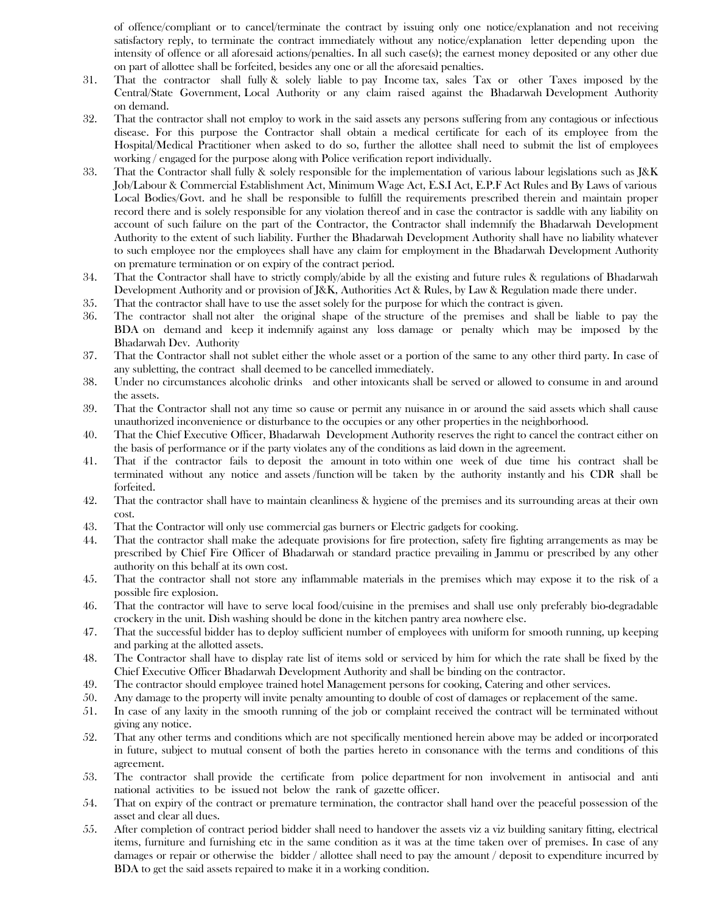of offence/compliant or to cancel/terminate the contract by issuing only one notice/explanation and not receiving satisfactory reply, to terminate the contract immediately without any notice/explanation letter depending upon the intensity of offence or all aforesaid actions/penalties. In all such case(s); the earnest money deposited or any other due on part of allottee shall be forfeited, besides any one or all the aforesaid penalties.

31. That the contractor shall fully & solely liable to pay Income tax, sales Tax or other Taxes imposed by the Central/State Government, Local Authority or any claim raised against the Bhadarwah Development Authority on demand.
32. That the contractor shall not employ to work in the said assets any persons suffering from any contagious or infectious disease. For this purpose the Contractor shall obtain a medical certificate for each of its employee from the Hospital/Medical Practitioner when asked to do so, further the allottee shall need to submit the list of employees working / engaged for the purpose along with Police verification report individually.
33. That the Contractor shall fully & solely responsible for the implementation of various labour legislations such as J&K Job/Labour & Commercial Establishment Act, Minimum Wage Act, E.S.I Act, E.P.F Act Rules and By Laws of various Local Bodies/Govt. and he shall be responsible to fulfill the requirements prescribed therein and maintain proper record there and is solely responsible for any violation thereof and in case the contractor is saddle with any liability on account of such failure on the part of the Contractor, the Contractor shall indemnify the Bhadarwah Development Authority to the extent of such liability. Further the Bhadarwah Development Authority shall have no liability whatever to such employee nor the employees shall have any claim for employment in the Bhadarwah Development Authority on premature termination or on expiry of the contract period.
34. That the Contractor shall have to strictly comply/abide by all the existing and future rules & regulations of Bhadarwah Development Authority and or provision of J&K, Authorities Act & Rules, by Law & Regulation made there under.
35. That the contractor shall have to use the asset solely for the purpose for which the contract is given.
36. The contractor shall not alter the original shape of the structure of the premises and shall be liable to pay the BDA on demand and keep it indemnify against any loss damage or penalty which may be imposed by the Bhadarwah Dev. Authority
37. That the Contractor shall not sublet either the whole asset or a portion of the same to any other third party. In case of any subletting, the contract shall deemed to be cancelled immediately.
38. Under no circumstances alcoholic drinks and other intoxicants shall be served or allowed to consume in and around the assets.
39. That the Contractor shall not any time so cause or permit any nuisance in or around the said assets which shall cause unauthorized inconvenience or disturbance to the occupies or any other properties in the neighborhood.
40. That the Chief Executive Officer, Bhadarwah Development Authority reserves the right to cancel the contract either on the basis of performance or if the party violates any of the conditions as laid down in the agreement.
41. That if the contractor fails to deposit the amount in toto within one week of due time his contract shall be terminated without any notice and assets /function will be taken by the authority instantly and his CDR shall be forfeited.
42. That the contractor shall have to maintain cleanliness & hygiene of the premises and its surrounding areas at their own cost.
43. That the Contractor will only use commercial gas burners or Electric gadgets for cooking.
44. That the contractor shall make the adequate provisions for fire protection, safety fire fighting arrangements as may be prescribed by Chief Fire Officer of Bhadarwah or standard practice prevailing in Jammu or prescribed by any other authority on this behalf at its own cost.
45. That the contractor shall not store any inflammable materials in the premises which may expose it to the risk of a possible fire explosion.
46. That the contractor will have to serve local food/cuisine in the premises and shall use only preferably bio-degradable crockery in the unit. Dish washing should be done in the kitchen pantry area nowhere else.
47. That the successful bidder has to deploy sufficient number of employees with uniform for smooth running, up keeping and parking at the allotted assets.
48. The Contractor shall have to display rate list of items sold or serviced by him for which the rate shall be fixed by the Chief Executive Officer Bhadarwah Development Authority and shall be binding on the contractor.
49. The contractor should employee trained hotel Management persons for cooking, Catering and other services.
50. Any damage to the property will invite penalty amounting to double of cost of damages or replacement of the same.
51. In case of any laxity in the smooth running of the job or complaint received the contract will be terminated without giving any notice.
52. That any other terms and conditions which are not specifically mentioned herein above may be added or incorporated in future, subject to mutual consent of both the parties hereto in consonance with the terms and conditions of this agreement.
53. The contractor shall provide the certificate from police department for non involvement in antisocial and anti national activities to be issued not below the rank of gazette officer.
54. That on expiry of the contract or premature termination, the contractor shall hand over the peaceful possession of the asset and clear all dues.
55. After completion of contract period bidder shall need to handover the assets viz a viz building sanitary fitting, electrical items, furniture and furnishing etc in the same condition as it was at the time taken over of premises. In case of any damages or repair or otherwise the bidder / allottee shall need to pay the amount / deposit to expenditure incurred by BDA to get the said assets repaired to make it in a working condition.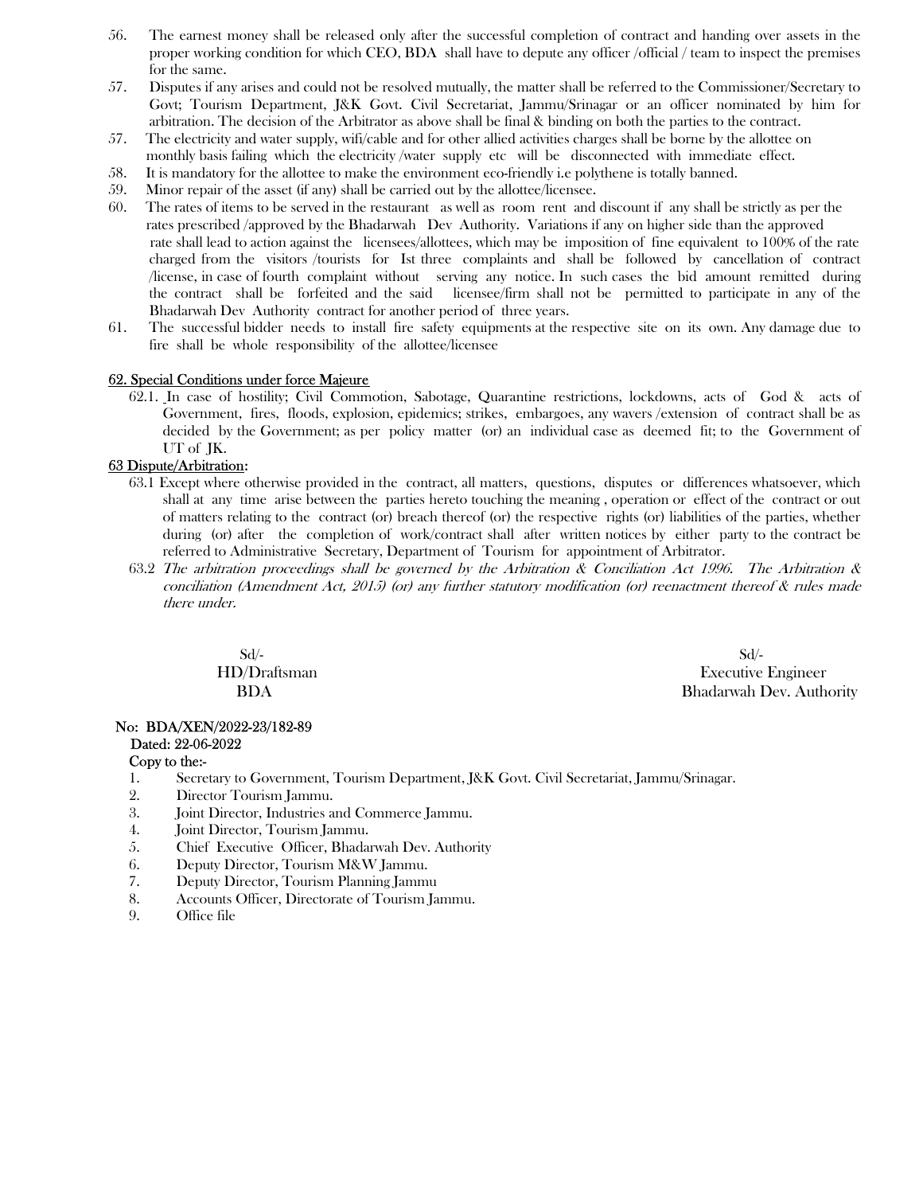56. The earnest money shall be released only after the successful completion of contract and handing over assets in the proper working condition for which CEO, BDA shall have to depute any officer /official / team to inspect the premises for the same.
57. Disputes if any arises and could not be resolved mutually, the matter shall be referred to the Commissioner/Secretary to Govt; Tourism Department, J&K Govt. Civil Secretariat, Jammu/Srinagar or an officer nominated by him for arbitration. The decision of the Arbitrator as above shall be final & binding on both the parties to the contract.
57. The electricity and water supply, wifi/cable and for other allied activities charges shall be borne by the allottee on monthly basis failing which the electricity /water supply etc will be disconnected with immediate effect.
58. It is mandatory for the allottee to make the environment eco-friendly i.e polythene is totally banned.
59. Minor repair of the asset (if any) shall be carried out by the allottee/licensee.
60. The rates of items to be served in the restaurant as well as room rent and discount if any shall be strictly as per the rates prescribed /approved by the Bhadarwah Dev Authority. Variations if any on higher side than the approved rate shall lead to action against the licensees/allottees, which may be imposition of fine equivalent to 100% of the rate charged from the visitors /tourists for Ist three complaints and shall be followed by cancellation of contract /license, in case of fourth complaint without serving any notice. In such cases the bid amount remitted during the contract shall be forfeited and the said licensee/firm shall not be permitted to participate in any of the Bhadarwah Dev Authority contract for another period of three years.
61. The successful bidder needs to install fire safety equipments at the respective site on its own. Any damage due to fire shall be whole responsibility of the allottee/licensee

**62. Special Conditions under force Majeure**

62.1. In case of hostility; Civil Commotion, Sabotage, Quarantine restrictions, lockdowns, acts of God & acts of Government, fires, floods, explosion, epidemics; strikes, embargoes, any wavers /extension of contract shall be as decided by the Government; as per policy matter (or) an individual case as deemed fit; to the Government of UT of JK.

**63 Dispute/Arbitration:**

63.1 Except where otherwise provided in the contract, all matters, questions, disputes or differences whatsoever, which shall at any time arise between the parties hereto touching the meaning , operation or effect of the contract or out of matters relating to the contract (or) breach thereof (or) the respective rights (or) liabilities of the parties, whether during (or) after the completion of work/contract shall after written notices by either party to the contract be referred to Administrative Secretary, Department of Tourism for appointment of Arbitrator.

63.2 *The arbitration proceedings shall be governed by the Arbitration & Conciliation Act 1996. The Arbitration & conciliation (Amendment Act, 2015) (or) any further statutory modification (or) reenactment thereof & rules made there under.*

Sd/-
HD/Draftsman
BDA

Sd/-
Executive Engineer
Bhadarwah Dev. Authority

No: BDA/XEN/2022-23/182-89
Dated: 22-06-2022

Copy to the:-

1. Secretary to Government, Tourism Department, J&K Govt. Civil Secretariat, Jammu/Srinagar.
2. Director Tourism Jammu.
3. Joint Director, Industries and Commerce Jammu.
4. Joint Director, Tourism Jammu.
5. Chief Executive Officer, Bhadarwah Dev. Authority
6. Deputy Director, Tourism M&W Jammu.
7. Deputy Director, Tourism Planning Jammu
8. Accounts Officer, Directorate of Tourism Jammu.
9. Office file